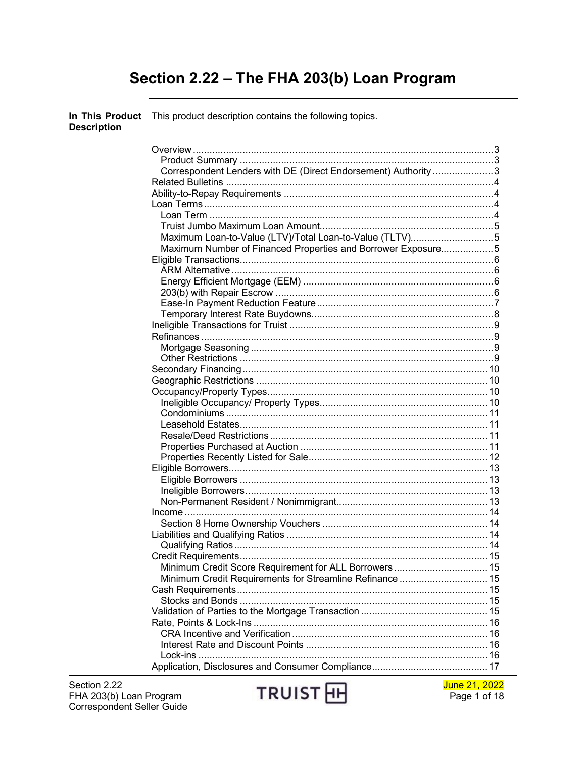# Section 2.22 – The FHA 203(b) Loan Program

**In This Product Description**

This product description contains the following topics.

- Overview ... 3
  - Product Summary ... 3
  - Correspondent Lenders with DE (Direct Endorsement) Authority ... 3
- Related Bulletins ... 4
- Ability-to-Repay Requirements ... 4
- Loan Terms ... 4
  - Loan Term ... 4
  - Truist Jumbo Maximum Loan Amount ... 5
  - Maximum Loan-to-Value (LTV)/Total Loan-to-Value (TLTV) ... 5
  - Maximum Number of Financed Properties and Borrower Exposure ... 5
- Eligible Transactions ... 6
  - ARM Alternative ... 6
  - Energy Efficient Mortgage (EEM) ... 6
  - 203(b) with Repair Escrow ... 6
  - Ease-In Payment Reduction Feature ... 7
  - Temporary Interest Rate Buydowns ... 8
- Ineligible Transactions for Truist ... 9
- Refinances ... 9
  - Mortgage Seasoning ... 9
  - Other Restrictions ... 9
- Secondary Financing ... 10
- Geographic Restrictions ... 10
- Occupancy/Property Types ... 10
  - Ineligible Occupancy/ Property Types ... 10
  - Condominiums ... 11
  - Leasehold Estates ... 11
  - Resale/Deed Restrictions ... 11
  - Properties Purchased at Auction ... 11
  - Properties Recently Listed for Sale ... 12
- Eligible Borrowers ... 13
  - Eligible Borrowers ... 13
  - Ineligible Borrowers ... 13
  - Non-Permanent Resident / Nonimmigrant ... 13
- Income ... 14
  - Section 8 Home Ownership Vouchers ... 14
- Liabilities and Qualifying Ratios ... 14
  - Qualifying Ratios ... 14
- Credit Requirements ... 15
  - Minimum Credit Score Requirement for ALL Borrowers ... 15
  - Minimum Credit Requirements for Streamline Refinance ... 15
- Cash Requirements ... 15
  - Stocks and Bonds ... 15
- Validation of Parties to the Mortgage Transaction ... 15
- Rate, Points & Lock-Ins ... 16
  - CRA Incentive and Verification ... 16
  - Interest Rate and Discount Points ... 16
  - Lock-ins ... 16
- Application, Disclosures and Consumer Compliance ... 17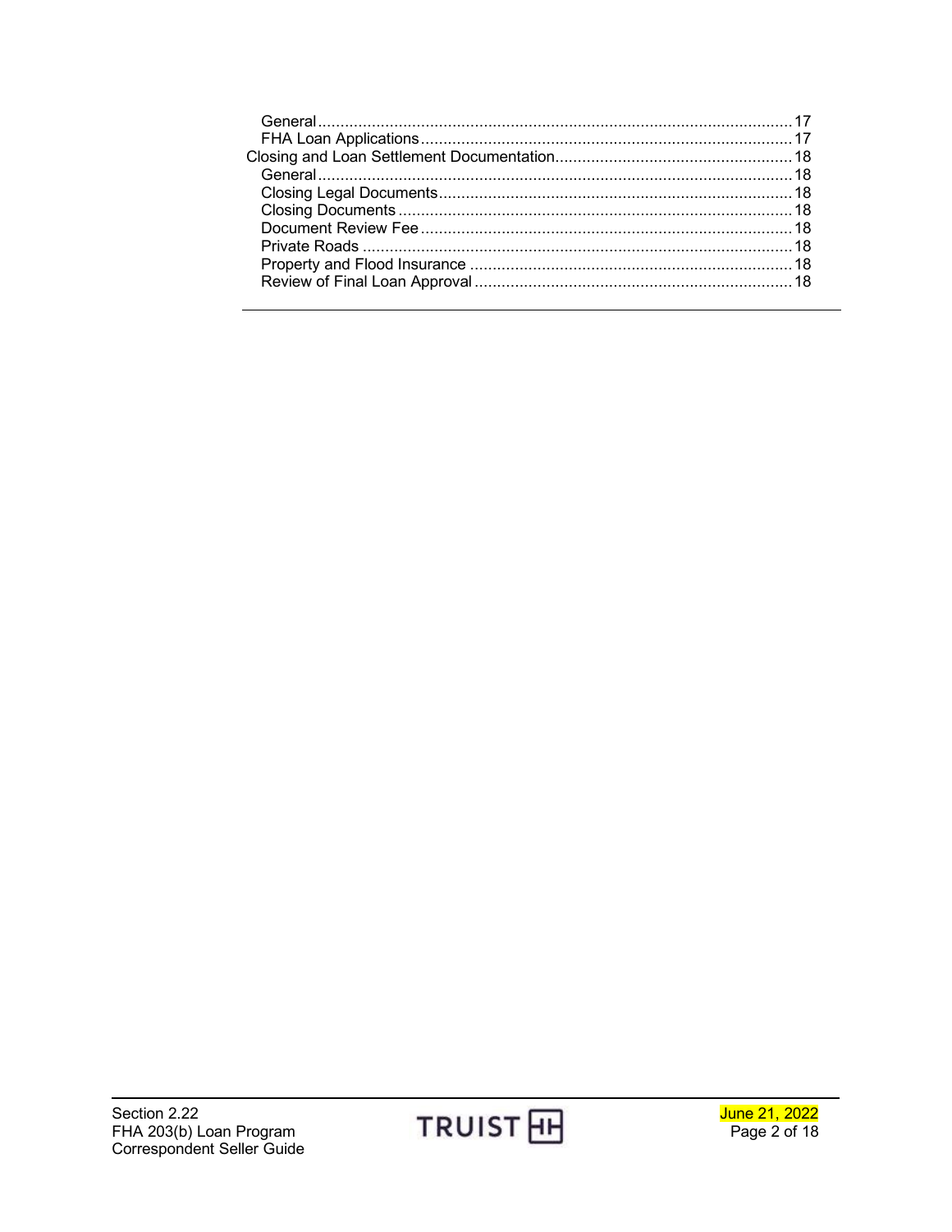- General ..... 17
- FHA Loan Applications ..... 17

Closing and Loan Settlement Documentation ..... 18

- General ..... 18
- Closing Legal Documents ..... 18
- Closing Documents ..... 18
- Document Review Fee ..... 18
- Private Roads ..... 18
- Property and Flood Insurance ..... 18
- Review of Final Loan Approval ..... 18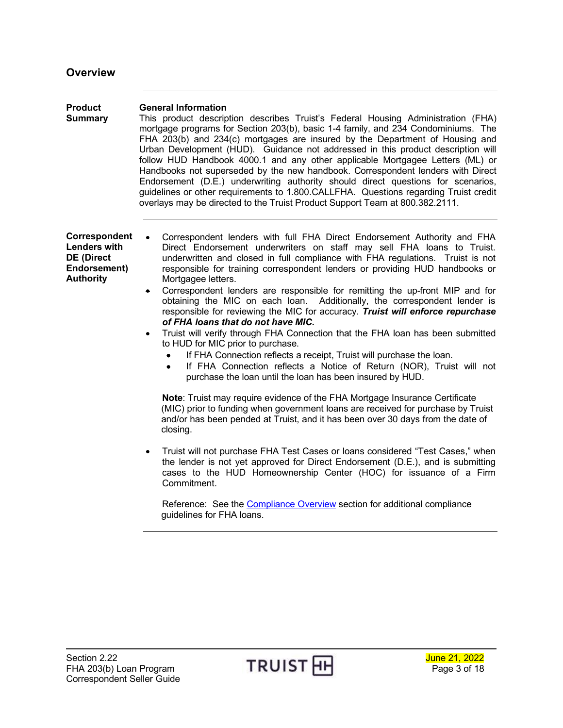## Overview

---

**Product Summary**

**General Information**

This product description describes Truist's Federal Housing Administration (FHA) mortgage programs for Section 203(b), basic 1-4 family, and 234 Condominiums. The FHA 203(b) and 234(c) mortgages are insured by the Department of Housing and Urban Development (HUD). Guidance not addressed in this product description will follow HUD Handbook 4000.1 and any other applicable Mortgagee Letters (ML) or Handbooks not superseded by the new handbook. Correspondent lenders with Direct Endorsement (D.E.) underwriting authority should direct questions for scenarios, guidelines or other requirements to 1.800.CALLFHA. Questions regarding Truist credit overlays may be directed to the Truist Product Support Team at 800.382.2111.

---

**Correspondent Lenders with DE (Direct Endorsement) Authority**

- Correspondent lenders with full FHA Direct Endorsement Authority and FHA Direct Endorsement underwriters on staff may sell FHA loans to Truist. underwritten and closed in full compliance with FHA regulations. Truist is not responsible for training correspondent lenders or providing HUD handbooks or Mortgagee letters.
- Correspondent lenders are responsible for remitting the up-front MIP and for obtaining the MIC on each loan. Additionally, the correspondent lender is responsible for reviewing the MIC for accuracy. ***Truist will enforce repurchase of FHA loans that do not have MIC.***
- Truist will verify through FHA Connection that the FHA loan has been submitted to HUD for MIC prior to purchase.
  - If FHA Connection reflects a receipt, Truist will purchase the loan.
  - If FHA Connection reflects a Notice of Return (NOR), Truist will not purchase the loan until the loan has been insured by HUD.

  **Note**: Truist may require evidence of the FHA Mortgage Insurance Certificate (MIC) prior to funding when government loans are received for purchase by Truist and/or has been pended at Truist, and it has been over 30 days from the date of closing.

- Truist will not purchase FHA Test Cases or loans considered "Test Cases," when the lender is not yet approved for Direct Endorsement (D.E.), and is submitting cases to the HUD Homeownership Center (HOC) for issuance of a Firm Commitment.

  Reference: See the Compliance Overview section for additional compliance guidelines for FHA loans.

---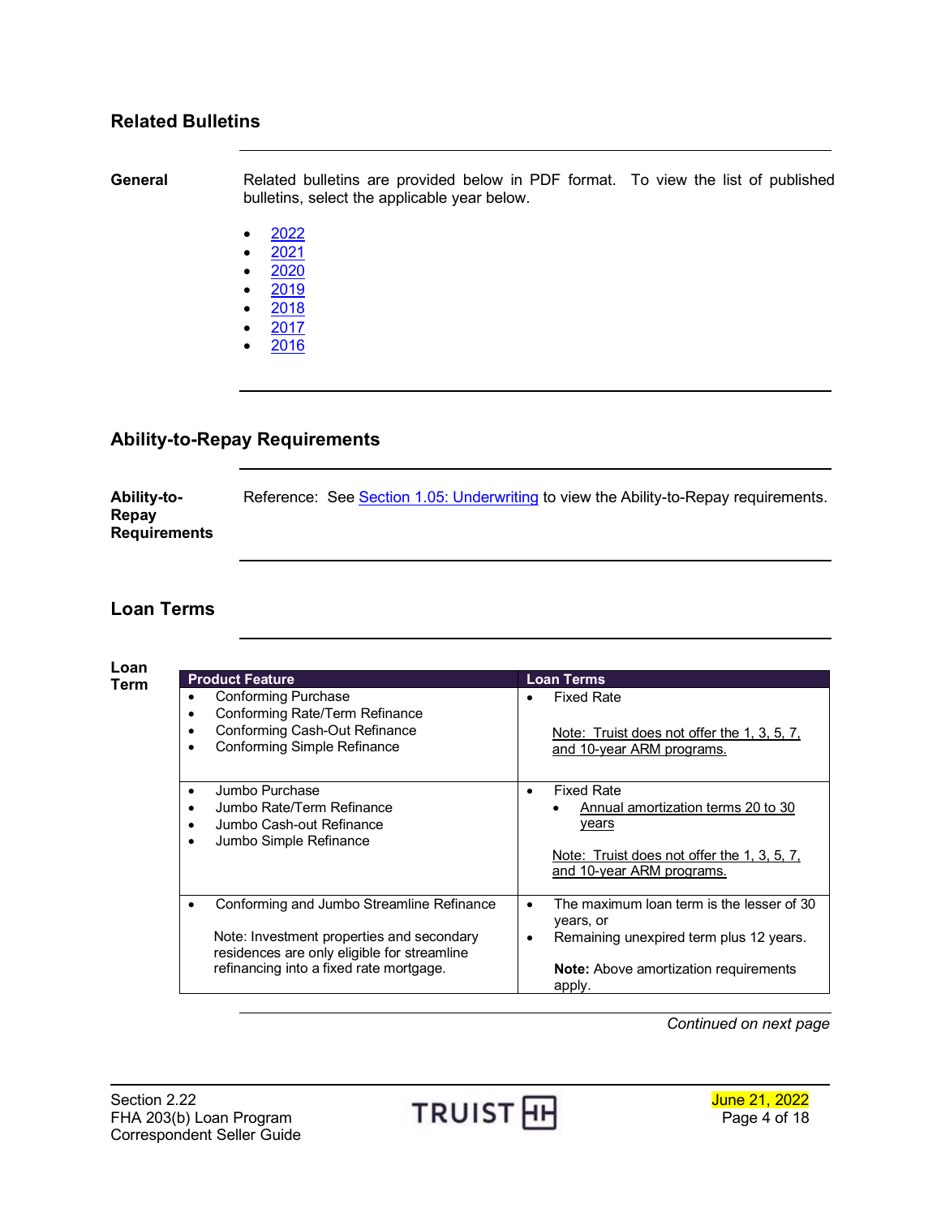## Related Bulletins

**General**

Related bulletins are provided below in PDF format. To view the list of published bulletins, select the applicable year below.

- 2022
- 2021
- 2020
- 2019
- 2018
- 2017
- 2016

## Ability-to-Repay Requirements

**Ability-to-Repay Requirements**

Reference: See Section 1.05: Underwriting to view the Ability-to-Repay requirements.

## Loan Terms

**Loan Term**

| Product Feature | Loan Terms |
|---|---|
| • Conforming Purchase<br>• Conforming Rate/Term Refinance<br>• Conforming Cash-Out Refinance<br>• Conforming Simple Refinance | • Fixed Rate<br><br>Note: Truist does not offer the 1, 3, 5, 7, and 10-year ARM programs. |
| • Jumbo Purchase<br>• Jumbo Rate/Term Refinance<br>• Jumbo Cash-out Refinance<br>• Jumbo Simple Refinance | • Fixed Rate<br>  ◦ Annual amortization terms 20 to 30 years<br><br>Note: Truist does not offer the 1, 3, 5, 7, and 10-year ARM programs. |
| • Conforming and Jumbo Streamline Refinance<br><br>Note: Investment properties and secondary residences are only eligible for streamline refinancing into a fixed rate mortgage. | • The maximum loan term is the lesser of 30 years, or<br>• Remaining unexpired term plus 12 years.<br><br>**Note:** Above amortization requirements apply. |

*Continued on next page*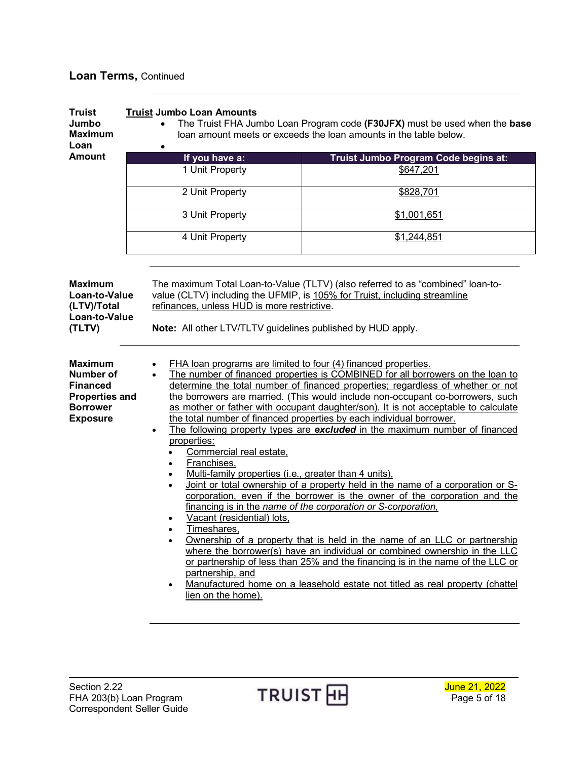## Loan Terms, Continued

### Truist Jumbo Maximum Loan Amount

**Truist Jumbo Loan Amounts**

- The Truist FHA Jumbo Loan Program code **(F30JFX)** must be used when the **base** loan amount meets or exceeds the loan amounts in the table below.
-

| If you have a: | Truist Jumbo Program Code begins at: |
|---|---|
| 1 Unit Property | $647,201 |
| 2 Unit Property | $828,701 |
| 3 Unit Property | $1,001,651 |
| 4 Unit Property | $1,244,851 |

### Maximum Loan-to-Value (LTV)/Total Loan-to-Value (TLTV)

The maximum Total Loan-to-Value (TLTV) (also referred to as "combined" loan-to-value (CLTV) including the UFMIP, is 105% for Truist, including streamline refinances, unless HUD is more restrictive.

**Note:** All other LTV/TLTV guidelines published by HUD apply.

### Maximum Number of Financed Properties and Borrower Exposure

- FHA loan programs are limited to four (4) financed properties.
- The number of financed properties is COMBINED for all borrowers on the loan to determine the total number of financed properties; regardless of whether or not the borrowers are married. (This would include non-occupant co-borrowers, such as mother or father with occupant daughter/son). It is not acceptable to calculate the total number of financed properties by each individual borrower.
- The following property types are ***excluded*** in the maximum number of financed properties:
  - Commercial real estate,
  - Franchises,
  - Multi-family properties (i.e., greater than 4 units),
  - Joint or total ownership of a property held in the name of a corporation or S-corporation, even if the borrower is the owner of the corporation and the financing is in the *name of the corporation or S-corporation,*
  - Vacant (residential) lots,
  - Timeshares,
  - Ownership of a property that is held in the name of an LLC or partnership where the borrower(s) have an individual or combined ownership in the LLC or partnership of less than 25% and the financing is in the name of the LLC or partnership, and
  - Manufactured home on a leasehold estate not titled as real property (chattel lien on the home).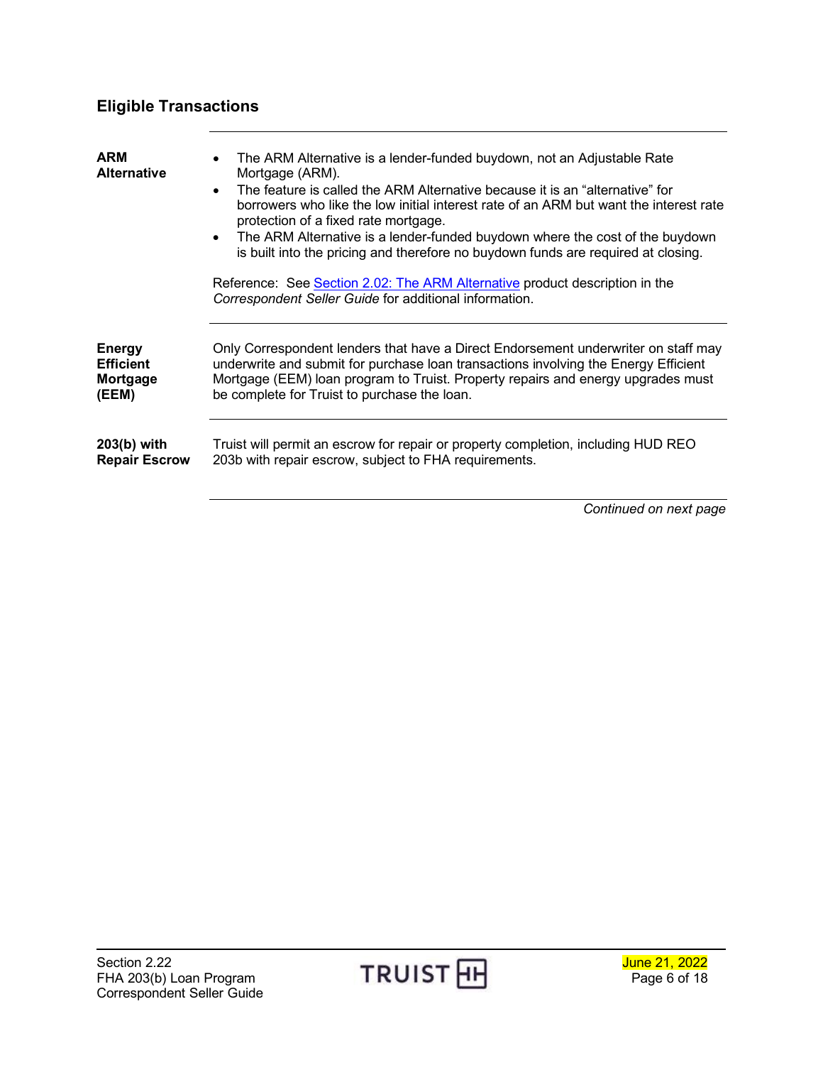## Eligible Transactions

**ARM Alternative**

- The ARM Alternative is a lender-funded buydown, not an Adjustable Rate Mortgage (ARM).
- The feature is called the ARM Alternative because it is an "alternative" for borrowers who like the low initial interest rate of an ARM but want the interest rate protection of a fixed rate mortgage.
- The ARM Alternative is a lender-funded buydown where the cost of the buydown is built into the pricing and therefore no buydown funds are required at closing.

Reference: See Section 2.02: The ARM Alternative product description in the *Correspondent Seller Guide* for additional information.

**Energy Efficient Mortgage (EEM)**

Only Correspondent lenders that have a Direct Endorsement underwriter on staff may underwrite and submit for purchase loan transactions involving the Energy Efficient Mortgage (EEM) loan program to Truist. Property repairs and energy upgrades must be complete for Truist to purchase the loan.

**203(b) with Repair Escrow**

Truist will permit an escrow for repair or property completion, including HUD REO 203b with repair escrow, subject to FHA requirements.

*Continued on next page*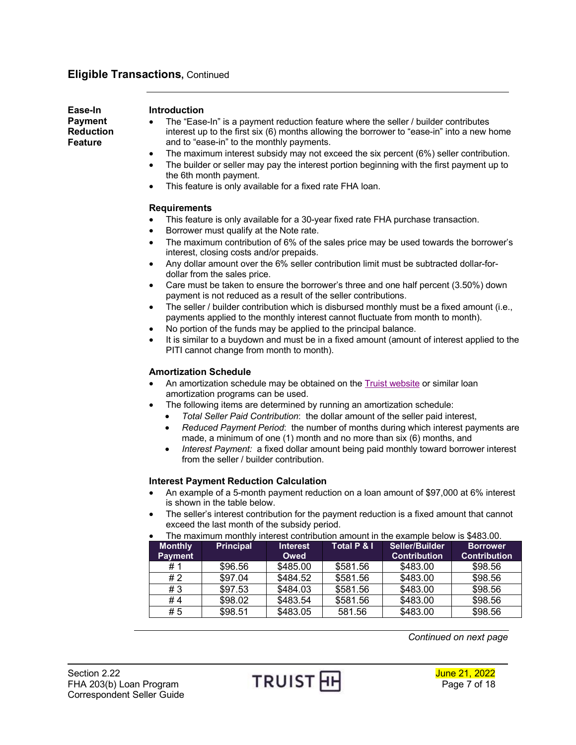## Eligible Transactions, Continued

### Ease-In Payment Reduction Feature

**Introduction**

- The "Ease-In" is a payment reduction feature where the seller / builder contributes interest up to the first six (6) months allowing the borrower to "ease-in" into a new home and to "ease-in" to the monthly payments.
- The maximum interest subsidy may not exceed the six percent (6%) seller contribution.
- The builder or seller may pay the interest portion beginning with the first payment up to the 6th month payment.
- This feature is only available for a fixed rate FHA loan.

**Requirements**

- This feature is only available for a 30-year fixed rate FHA purchase transaction.
- Borrower must qualify at the Note rate.
- The maximum contribution of 6% of the sales price may be used towards the borrower's interest, closing costs and/or prepaids.
- Any dollar amount over the 6% seller contribution limit must be subtracted dollar-for-dollar from the sales price.
- Care must be taken to ensure the borrower's three and one half percent (3.50%) down payment is not reduced as a result of the seller contributions.
- The seller / builder contribution which is disbursed monthly must be a fixed amount (i.e., payments applied to the monthly interest cannot fluctuate from month to month).
- No portion of the funds may be applied to the principal balance.
- It is similar to a buydown and must be in a fixed amount (amount of interest applied to the PITI cannot change from month to month).

**Amortization Schedule**

- An amortization schedule may be obtained on the Truist website or similar loan amortization programs can be used.
- The following items are determined by running an amortization schedule:
  - *Total Seller Paid Contribution*: the dollar amount of the seller paid interest,
  - *Reduced Payment Period*: the number of months during which interest payments are made, a minimum of one (1) month and no more than six (6) months, and
  - *Interest Payment:* a fixed dollar amount being paid monthly toward borrower interest from the seller / builder contribution.

**Interest Payment Reduction Calculation**

- An example of a 5-month payment reduction on a loan amount of $97,000 at 6% interest is shown in the table below.
- The seller's interest contribution for the payment reduction is a fixed amount that cannot exceed the last month of the subsidy period.
- The maximum monthly interest contribution amount in the example below is $483.00.

| Monthly Payment | Principal | Interest Owed | Total P & I | Seller/Builder Contribution | Borrower Contribution |
|---|---|---|---|---|---|
| # 1 | $96.56 | $485.00 | $581.56 | $483.00 | $98.56 |
| # 2 | $97.04 | $484.52 | $581.56 | $483.00 | $98.56 |
| # 3 | $97.53 | $484.03 | $581.56 | $483.00 | $98.56 |
| # 4 | $98.02 | $483.54 | $581.56 | $483.00 | $98.56 |
| # 5 | $98.51 | $483.05 | 581.56 | $483.00 | $98.56 |

*Continued on next page*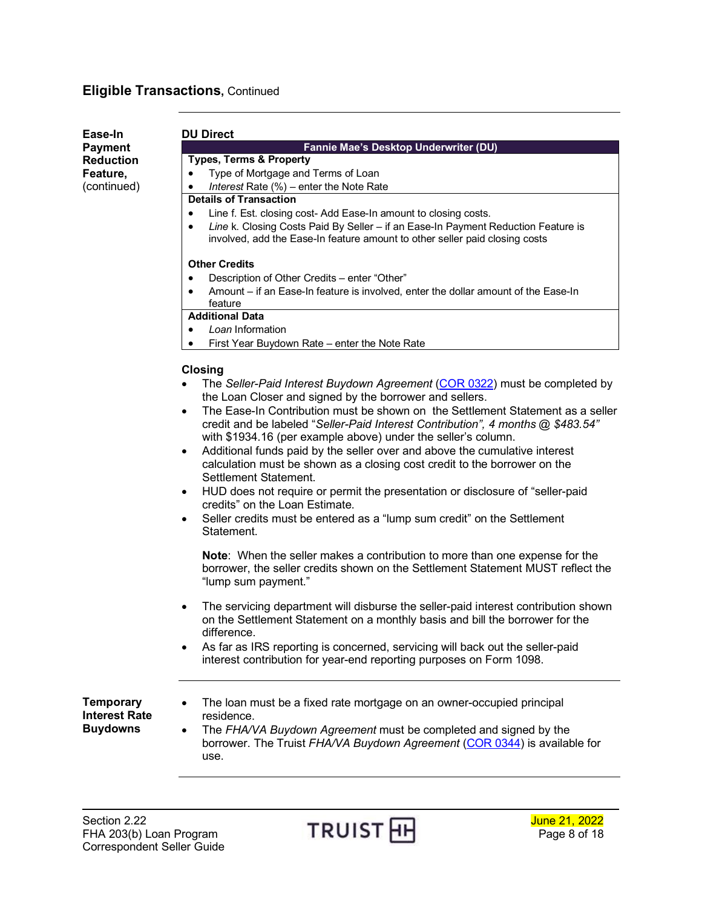## Eligible Transactions, Continued

**Ease-In Payment Reduction Feature,** (continued)

**DU Direct**

| Fannie Mae's Desktop Underwriter (DU) |
|---|
| **Types, Terms & Property**<br>• Type of Mortgage and Terms of Loan<br>• *Interest* Rate (%) – enter the Note Rate |
| **Details of Transaction**<br>• Line f. Est. closing cost- Add Ease-In amount to closing costs.<br>• *Line* k. Closing Costs Paid By Seller – if an Ease-In Payment Reduction Feature is involved, add the Ease-In feature amount to other seller paid closing costs<br><br>**Other Credits**<br>• Description of Other Credits – enter "Other"<br>• Amount – if an Ease-In feature is involved, enter the dollar amount of the Ease-In feature |
| **Additional Data**<br>• *Loan* Information<br>• First Year Buydown Rate – enter the Note Rate |

**Closing**

- The *Seller-Paid Interest Buydown Agreement* (COR 0322) must be completed by the Loan Closer and signed by the borrower and sellers.
- The Ease-In Contribution must be shown on the Settlement Statement as a seller credit and be labeled "*Seller-Paid Interest Contribution", 4 months @ $483.54"* with $1934.16 (per example above) under the seller's column.
- Additional funds paid by the seller over and above the cumulative interest calculation must be shown as a closing cost credit to the borrower on the Settlement Statement.
- HUD does not require or permit the presentation or disclosure of "seller-paid credits" on the Loan Estimate.
- Seller credits must be entered as a "lump sum credit" on the Settlement Statement.

  **Note**: When the seller makes a contribution to more than one expense for the borrower, the seller credits shown on the Settlement Statement MUST reflect the "lump sum payment."

- The servicing department will disburse the seller-paid interest contribution shown on the Settlement Statement on a monthly basis and bill the borrower for the difference.
- As far as IRS reporting is concerned, servicing will back out the seller-paid interest contribution for year-end reporting purposes on Form 1098.

**Temporary Interest Rate Buydowns**

- The loan must be a fixed rate mortgage on an owner-occupied principal residence.
- The *FHA/VA Buydown Agreement* must be completed and signed by the borrower. The Truist *FHA/VA Buydown Agreement* (COR 0344) is available for use.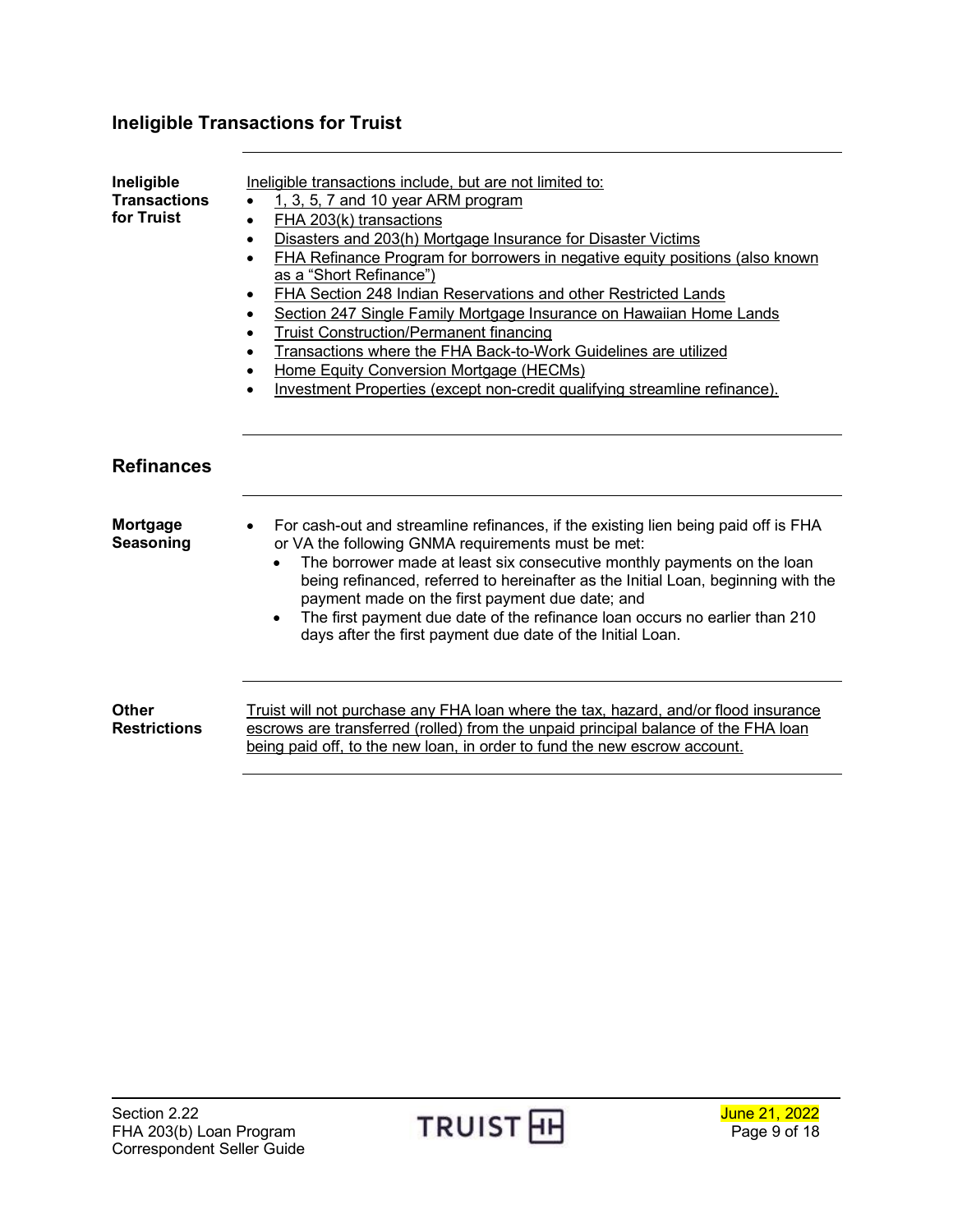## Ineligible Transactions for Truist

**Ineligible Transactions for Truist**

Ineligible transactions include, but are not limited to:

- 1, 3, 5, 7 and 10 year ARM program
- FHA 203(k) transactions
- Disasters and 203(h) Mortgage Insurance for Disaster Victims
- FHA Refinance Program for borrowers in negative equity positions (also known as a "Short Refinance")
- FHA Section 248 Indian Reservations and other Restricted Lands
- Section 247 Single Family Mortgage Insurance on Hawaiian Home Lands
- Truist Construction/Permanent financing
- Transactions where the FHA Back-to-Work Guidelines are utilized
- Home Equity Conversion Mortgage (HECMs)
- Investment Properties (except non-credit qualifying streamline refinance).

## Refinances

**Mortgage Seasoning**

- For cash-out and streamline refinances, if the existing lien being paid off is FHA or VA the following GNMA requirements must be met:
  - The borrower made at least six consecutive monthly payments on the loan being refinanced, referred to hereinafter as the Initial Loan, beginning with the payment made on the first payment due date; and
  - The first payment due date of the refinance loan occurs no earlier than 210 days after the first payment due date of the Initial Loan.

**Other Restrictions**

Truist will not purchase any FHA loan where the tax, hazard, and/or flood insurance escrows are transferred (rolled) from the unpaid principal balance of the FHA loan being paid off, to the new loan, in order to fund the new escrow account.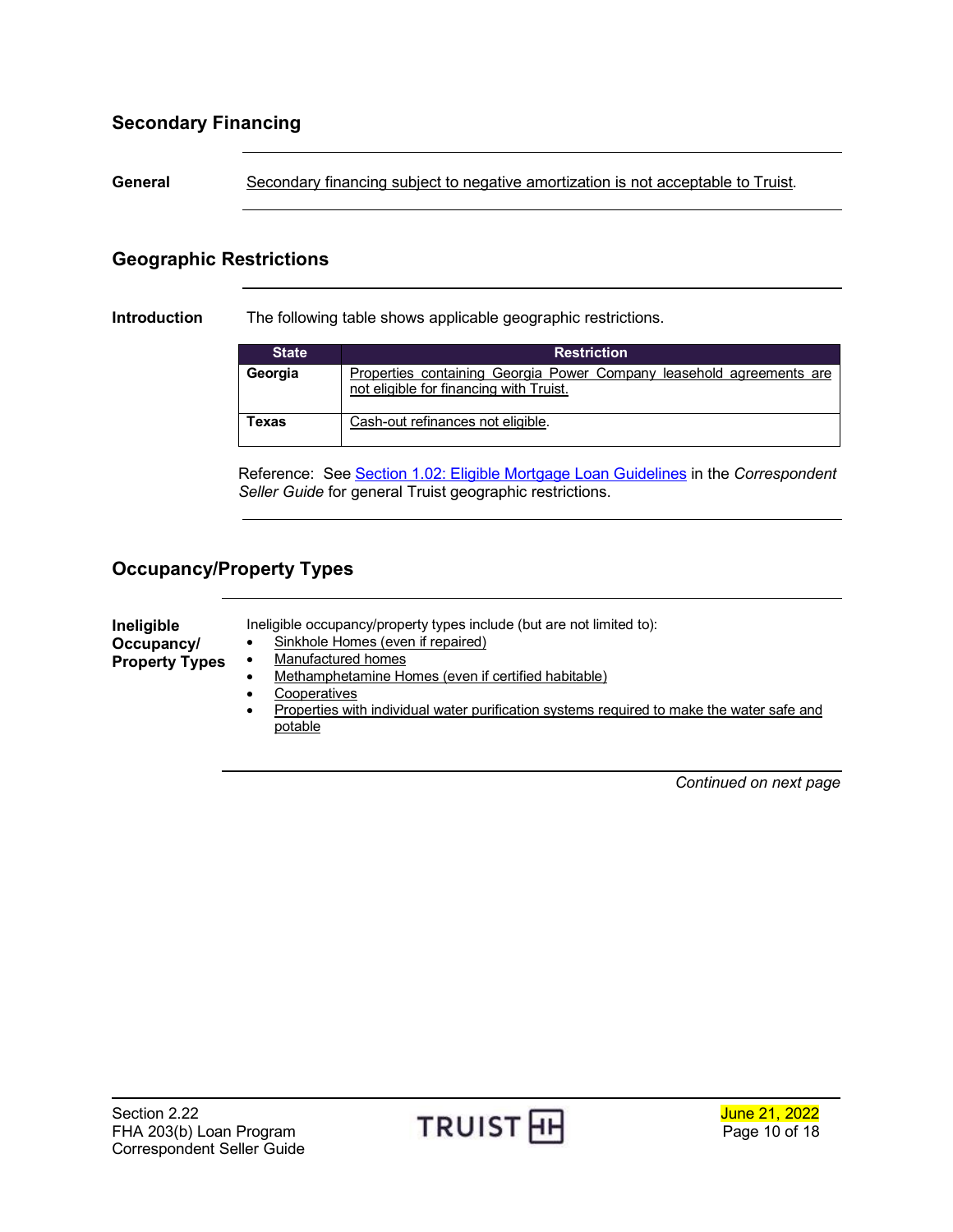## Secondary Financing

**General**

Secondary financing subject to negative amortization is not acceptable to Truist.

## Geographic Restrictions

**Introduction**

The following table shows applicable geographic restrictions.

| State | Restriction |
| --- | --- |
| **Georgia** | Properties containing Georgia Power Company leasehold agreements are not eligible for financing with Truist. |
| **Texas** | Cash-out refinances not eligible. |

Reference: See Section 1.02: Eligible Mortgage Loan Guidelines in the *Correspondent Seller Guide* for general Truist geographic restrictions.

## Occupancy/Property Types

**Ineligible Occupancy/ Property Types**

Ineligible occupancy/property types include (but are not limited to):

- Sinkhole Homes (even if repaired)
- Manufactured homes
- Methamphetamine Homes (even if certified habitable)
- Cooperatives
- Properties with individual water purification systems required to make the water safe and potable

*Continued on next page*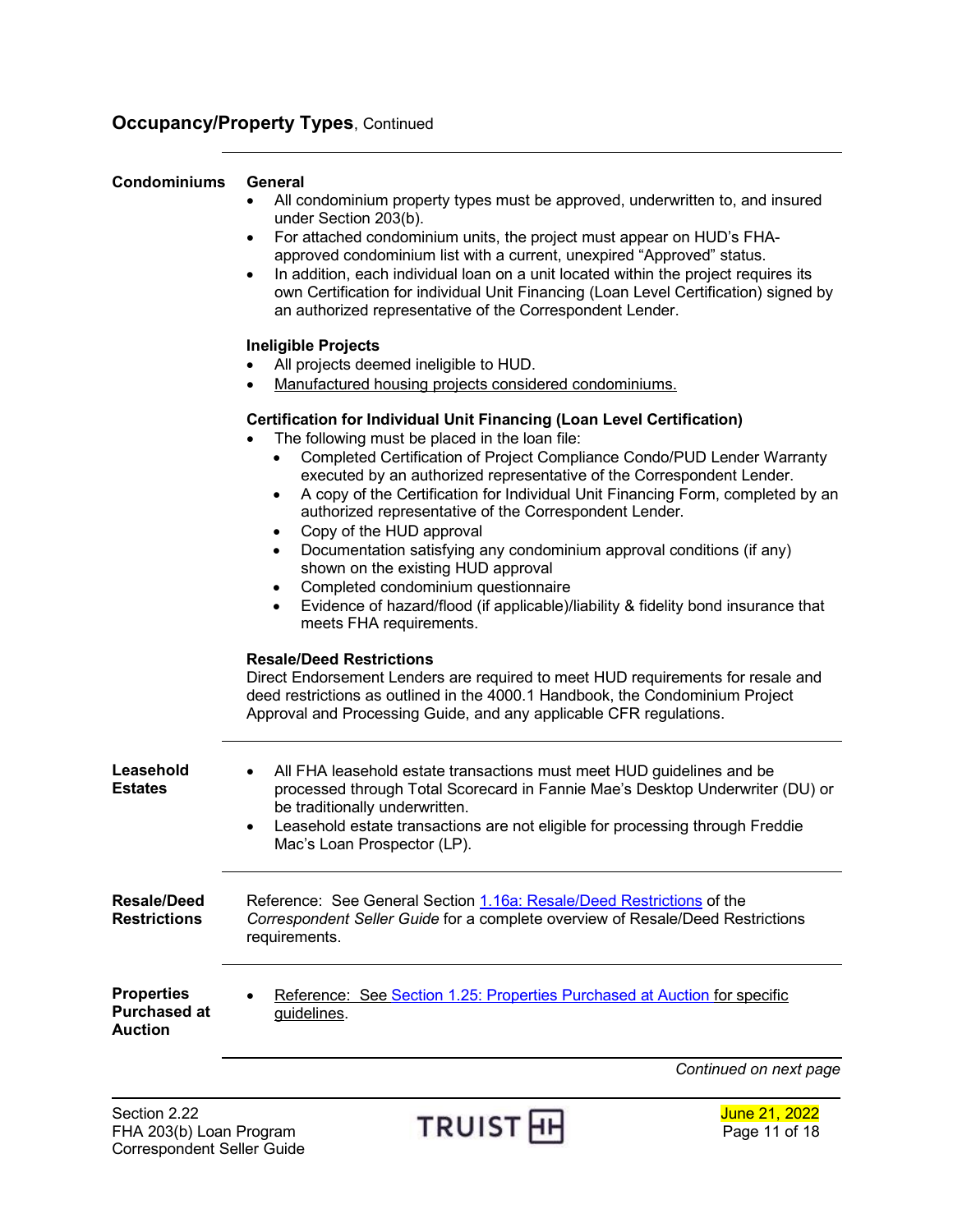## Occupancy/Property Types, Continued

### Condominiums

**General**

- All condominium property types must be approved, underwritten to, and insured under Section 203(b).
- For attached condominium units, the project must appear on HUD's FHA-approved condominium list with a current, unexpired "Approved" status.
- In addition, each individual loan on a unit located within the project requires its own Certification for individual Unit Financing (Loan Level Certification) signed by an authorized representative of the Correspondent Lender.

**Ineligible Projects**

- All projects deemed ineligible to HUD.
- Manufactured housing projects considered condominiums.

**Certification for Individual Unit Financing (Loan Level Certification)**

- The following must be placed in the loan file:
  - Completed Certification of Project Compliance Condo/PUD Lender Warranty executed by an authorized representative of the Correspondent Lender.
  - A copy of the Certification for Individual Unit Financing Form, completed by an authorized representative of the Correspondent Lender.
  - Copy of the HUD approval
  - Documentation satisfying any condominium approval conditions (if any) shown on the existing HUD approval
  - Completed condominium questionnaire
  - Evidence of hazard/flood (if applicable)/liability & fidelity bond insurance that meets FHA requirements.

**Resale/Deed Restrictions**

Direct Endorsement Lenders are required to meet HUD requirements for resale and deed restrictions as outlined in the 4000.1 Handbook, the Condominium Project Approval and Processing Guide, and any applicable CFR regulations.

### Leasehold Estates

- All FHA leasehold estate transactions must meet HUD guidelines and be processed through Total Scorecard in Fannie Mae's Desktop Underwriter (DU) or be traditionally underwritten.
- Leasehold estate transactions are not eligible for processing through Freddie Mac's Loan Prospector (LP).

### Resale/Deed Restrictions

Reference: See General Section 1.16a: Resale/Deed Restrictions of the *Correspondent Seller Guide* for a complete overview of Resale/Deed Restrictions requirements.

### Properties Purchased at Auction

- Reference: See Section 1.25: Properties Purchased at Auction for specific guidelines.

*Continued on next page*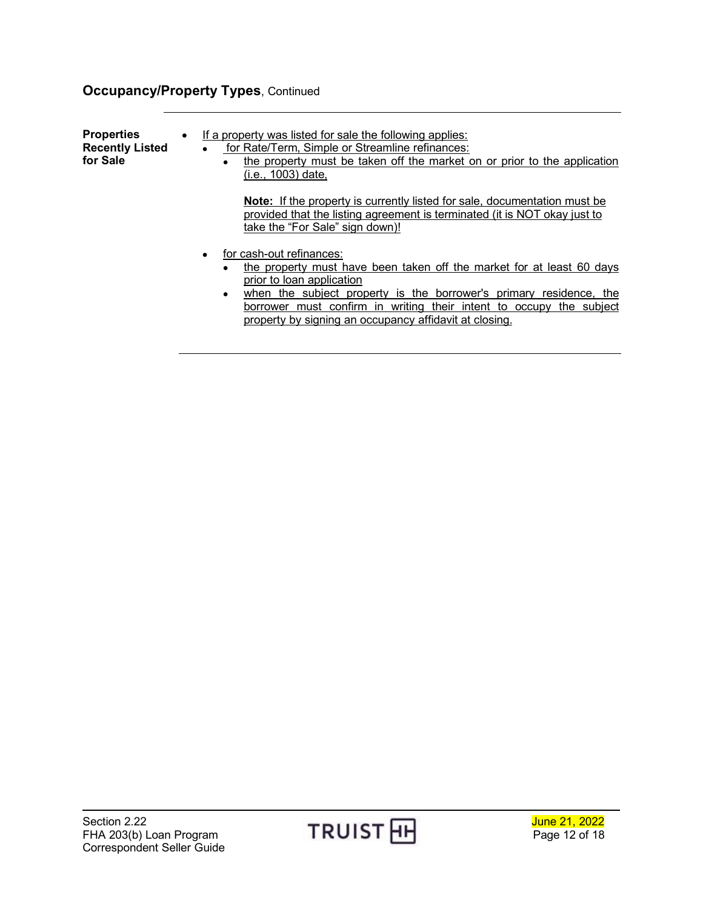## Occupancy/Property Types, Continued

**Properties Recently Listed for Sale**

- If a property was listed for sale the following applies:
  - for Rate/Term, Simple or Streamline refinances:
    - the property must be taken off the market on or prior to the application (i.e., 1003) date,

      **Note:** If the property is currently listed for sale, documentation must be provided that the listing agreement is terminated (it is NOT okay just to take the "For Sale" sign down)!

  - for cash-out refinances:
    - the property must have been taken off the market for at least 60 days prior to loan application
    - when the subject property is the borrower's primary residence, the borrower must confirm in writing their intent to occupy the subject property by signing an occupancy affidavit at closing.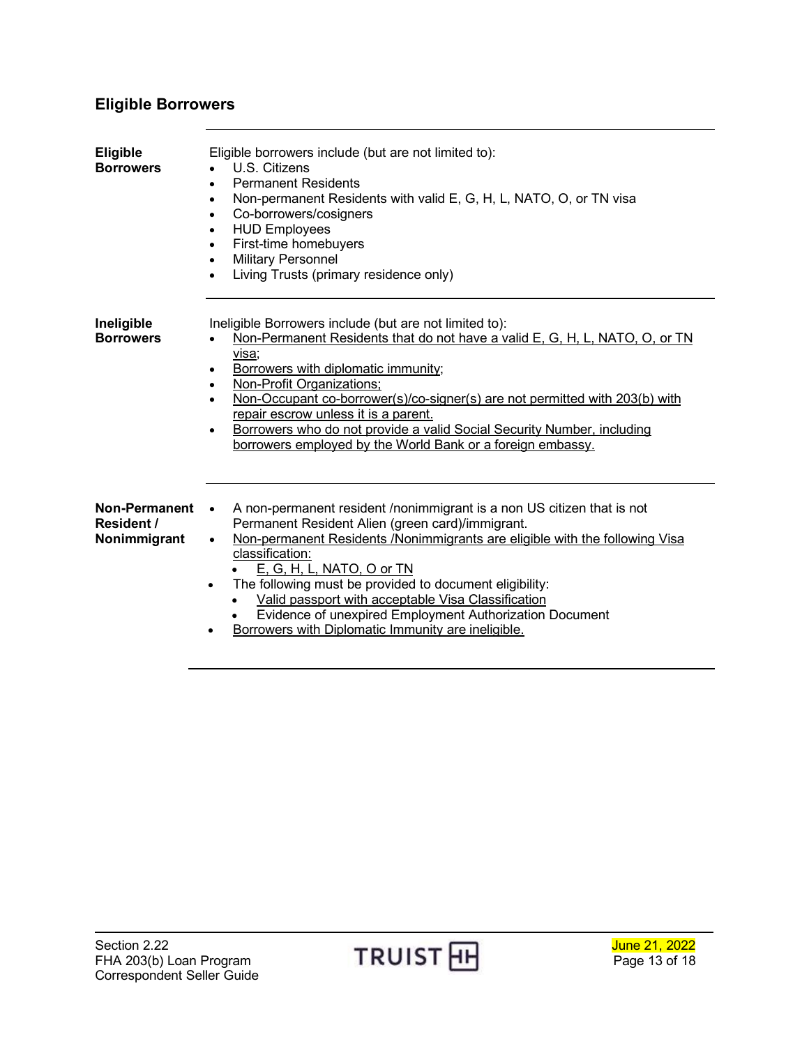## Eligible Borrowers

| | |
|---|---|
| **Eligible Borrowers** | Eligible borrowers include (but are not limited to):<br>• U.S. Citizens<br>• Permanent Residents<br>• Non-permanent Residents with valid E, G, H, L, NATO, O, or TN visa<br>• Co-borrowers/cosigners<br>• HUD Employees<br>• First-time homebuyers<br>• Military Personnel<br>• Living Trusts (primary residence only) |
| **Ineligible Borrowers** | Ineligible Borrowers include (but are not limited to):<br>• Non-Permanent Residents that do not have a valid E, G, H, L, NATO, O, or TN visa;<br>• Borrowers with diplomatic immunity;<br>• Non-Profit Organizations;<br>• Non-Occupant co-borrower(s)/co-signer(s) are not permitted with 203(b) with repair escrow unless it is a parent.<br>• Borrowers who do not provide a valid Social Security Number, including borrowers employed by the World Bank or a foreign embassy. |
| **Non-Permanent Resident / Nonimmigrant** | • A non-permanent resident /nonimmigrant is a non US citizen that is not Permanent Resident Alien (green card)/immigrant.<br>• Non-permanent Residents /Nonimmigrants are eligible with the following Visa classification:<br>&nbsp;&nbsp;◦ E, G, H, L, NATO, O or TN<br>• The following must be provided to document eligibility:<br>&nbsp;&nbsp;◦ Valid passport with acceptable Visa Classification<br>&nbsp;&nbsp;◦ Evidence of unexpired Employment Authorization Document<br>• Borrowers with Diplomatic Immunity are ineligible. |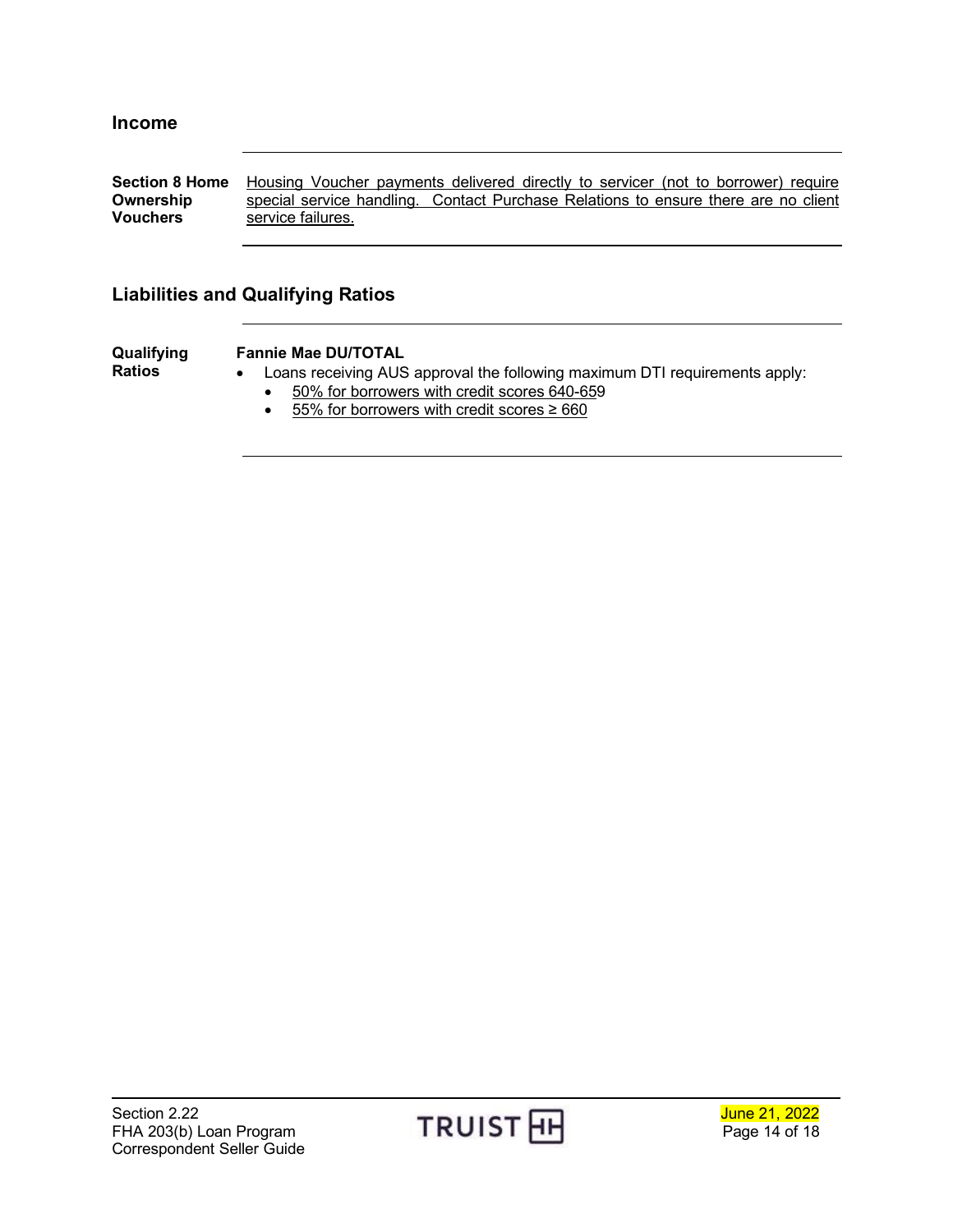## Income

| | |
|---|---|
| **Section 8 Home Ownership Vouchers** | Housing Voucher payments delivered directly to servicer (not to borrower) require special service handling. Contact Purchase Relations to ensure there are no client service failures. |

## Liabilities and Qualifying Ratios

| | |
|---|---|
| **Qualifying Ratios** | **Fannie Mae DU/TOTAL**<br>• Loans receiving AUS approval the following maximum DTI requirements apply:<br>  ◦ 50% for borrowers with credit scores 640-659<br>  ◦ 55% for borrowers with credit scores ≥ 660 |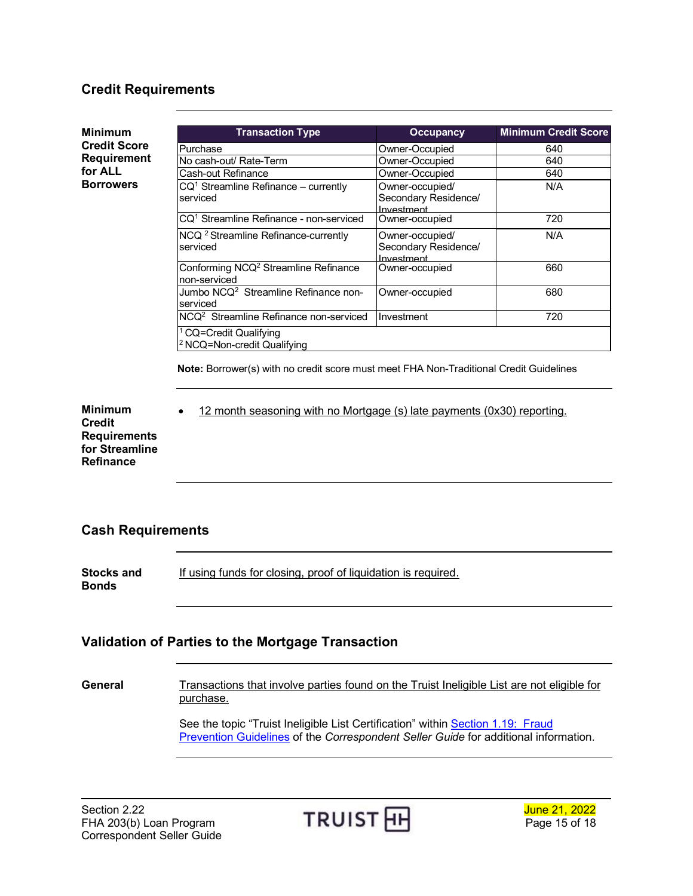## Credit Requirements

**Minimum Credit Score Requirement for ALL Borrowers**

| Transaction Type | Occupancy | Minimum Credit Score |
|---|---|---|
| Purchase | Owner-Occupied | 640 |
| No cash-out/ Rate-Term | Owner-Occupied | 640 |
| Cash-out Refinance | Owner-Occupied | 640 |
| CQ[1] Streamline Refinance – currently serviced | Owner-occupied/ Secondary Residence/ Investment | N/A |
| CQ[1] Streamline Refinance - non-serviced | Owner-occupied | 720 |
| NCQ [2] Streamline Refinance-currently serviced | Owner-occupied/ Secondary Residence/ Investment | N/A |
| Conforming NCQ[2] Streamline Refinance non-serviced | Owner-occupied | 660 |
| Jumbo NCQ[2] Streamline Refinance non-serviced | Owner-occupied | 680 |
| NCQ[2] Streamline Refinance non-serviced | Investment | 720 |
| [1] CQ=Credit Qualifying<br>[2] NCQ=Non-credit Qualifying | | |

**Note:** Borrower(s) with no credit score must meet FHA Non-Traditional Credit Guidelines

**Minimum Credit Requirements for Streamline Refinance**

- 12 month seasoning with no Mortgage (s) late payments (0x30) reporting.

## Cash Requirements

**Stocks and Bonds**

If using funds for closing, proof of liquidation is required.

## Validation of Parties to the Mortgage Transaction

**General**

Transactions that involve parties found on the Truist Ineligible List are not eligible for purchase.

See the topic "Truist Ineligible List Certification" within Section 1.19: Fraud Prevention Guidelines of the *Correspondent Seller Guide* for additional information.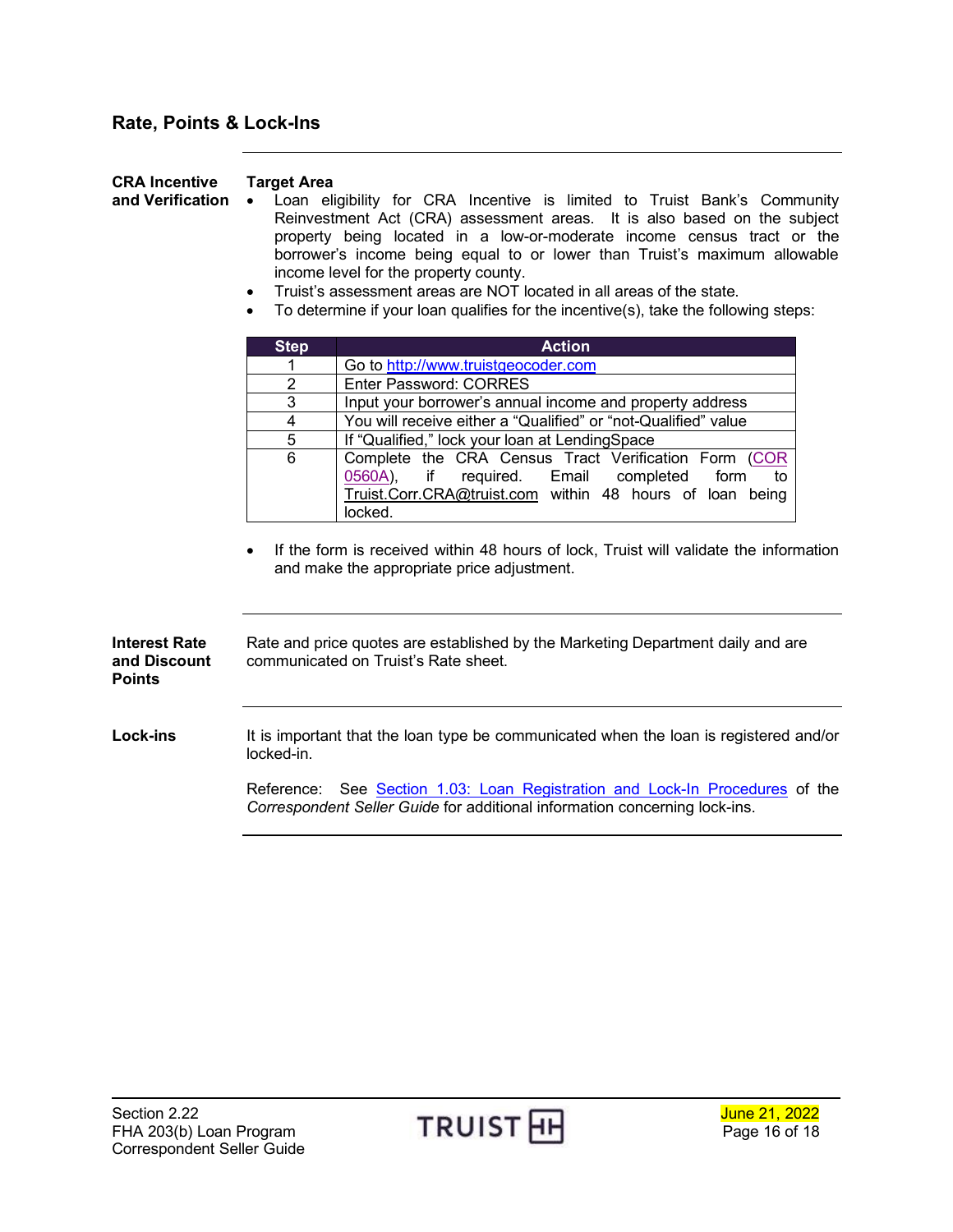## Rate, Points & Lock-Ins

### CRA Incentive and Verification

**Target Area**

- Loan eligibility for CRA Incentive is limited to Truist Bank's Community Reinvestment Act (CRA) assessment areas. It is also based on the subject property being located in a low-or-moderate income census tract or the borrower's income being equal to or lower than Truist's maximum allowable income level for the property county.
- Truist's assessment areas are NOT located in all areas of the state.
- To determine if your loan qualifies for the incentive(s), take the following steps:

| Step | Action |
|---|---|
| 1 | Go to http://www.truistgeocoder.com |
| 2 | Enter Password: CORRES |
| 3 | Input your borrower's annual income and property address |
| 4 | You will receive either a "Qualified" or "not-Qualified" value |
| 5 | If "Qualified," lock your loan at LendingSpace |
| 6 | Complete the CRA Census Tract Verification Form (COR 0560A), if required. Email completed form to Truist.Corr.CRA@truist.com within 48 hours of loan being locked. |

- If the form is received within 48 hours of lock, Truist will validate the information and make the appropriate price adjustment.

### Interest Rate and Discount Points

Rate and price quotes are established by the Marketing Department daily and are communicated on Truist's Rate sheet.

### Lock-ins

It is important that the loan type be communicated when the loan is registered and/or locked-in.

Reference: See Section 1.03: Loan Registration and Lock-In Procedures of the *Correspondent Seller Guide* for additional information concerning lock-ins.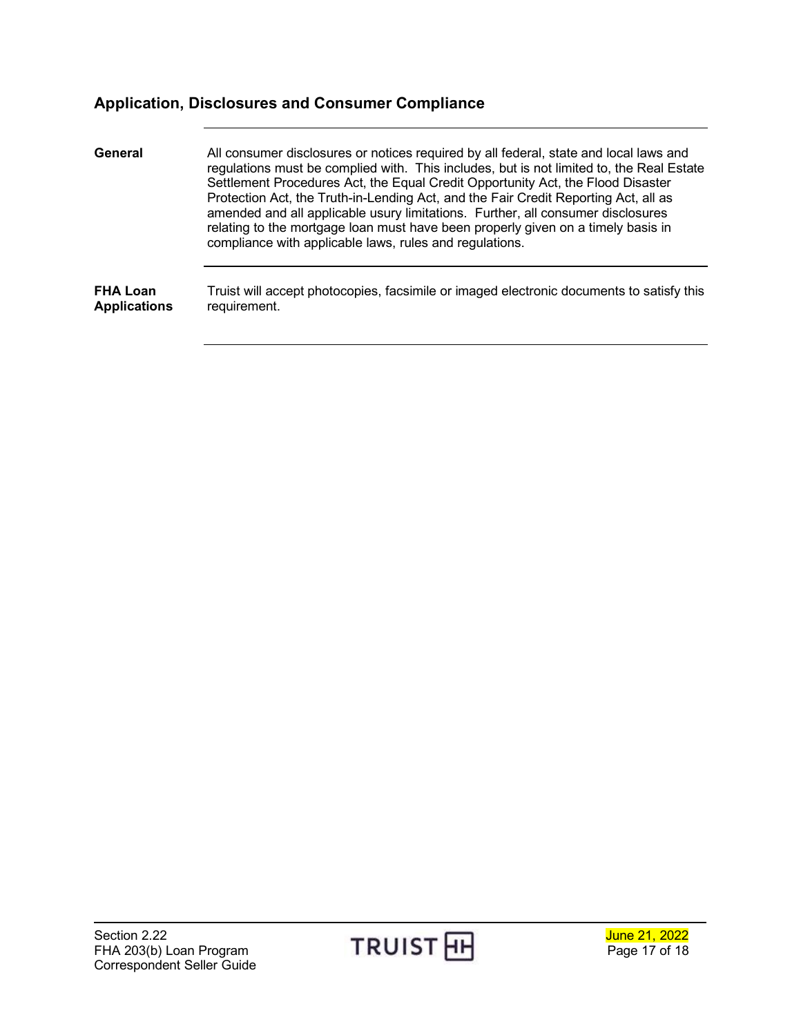## Application, Disclosures and Consumer Compliance

**General**

All consumer disclosures or notices required by all federal, state and local laws and regulations must be complied with. This includes, but is not limited to, the Real Estate Settlement Procedures Act, the Equal Credit Opportunity Act, the Flood Disaster Protection Act, the Truth-in-Lending Act, and the Fair Credit Reporting Act, all as amended and all applicable usury limitations. Further, all consumer disclosures relating to the mortgage loan must have been properly given on a timely basis in compliance with applicable laws, rules and regulations.

**FHA Loan Applications**

Truist will accept photocopies, facsimile or imaged electronic documents to satisfy this requirement.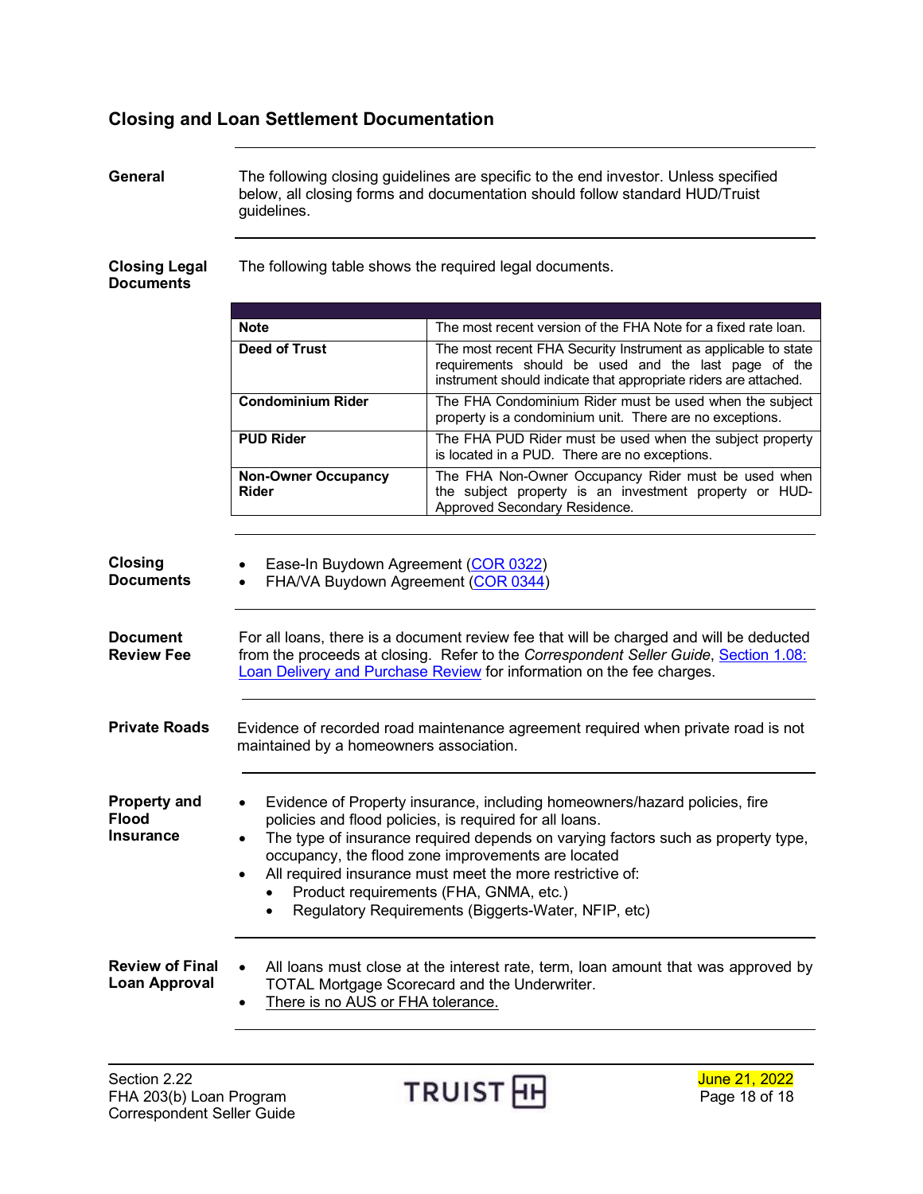## Closing and Loan Settlement Documentation

**General**

The following closing guidelines are specific to the end investor. Unless specified below, all closing forms and documentation should follow standard HUD/Truist guidelines.

**Closing Legal Documents**

The following table shows the required legal documents.

| | |
|---|---|
| **Note** | The most recent version of the FHA Note for a fixed rate loan. |
| **Deed of Trust** | The most recent FHA Security Instrument as applicable to state requirements should be used and the last page of the instrument should indicate that appropriate riders are attached. |
| **Condominium Rider** | The FHA Condominium Rider must be used when the subject property is a condominium unit. There are no exceptions. |
| **PUD Rider** | The FHA PUD Rider must be used when the subject property is located in a PUD. There are no exceptions. |
| **Non-Owner Occupancy Rider** | The FHA Non-Owner Occupancy Rider must be used when the subject property is an investment property or HUD-Approved Secondary Residence. |

**Closing Documents**

- Ease-In Buydown Agreement (COR 0322)
- FHA/VA Buydown Agreement (COR 0344)

**Document Review Fee**

For all loans, there is a document review fee that will be charged and will be deducted from the proceeds at closing. Refer to the *Correspondent Seller Guide*, Section 1.08: Loan Delivery and Purchase Review for information on the fee charges.

**Private Roads**

Evidence of recorded road maintenance agreement required when private road is not maintained by a homeowners association.

**Property and Flood Insurance**

- Evidence of Property insurance, including homeowners/hazard policies, fire policies and flood policies, is required for all loans.
- The type of insurance required depends on varying factors such as property type, occupancy, the flood zone improvements are located
- All required insurance must meet the more restrictive of:
  - Product requirements (FHA, GNMA, etc.)
  - Regulatory Requirements (Biggerts-Water, NFIP, etc)

**Review of Final Loan Approval**

- All loans must close at the interest rate, term, loan amount that was approved by TOTAL Mortgage Scorecard and the Underwriter.
- There is no AUS or FHA tolerance.